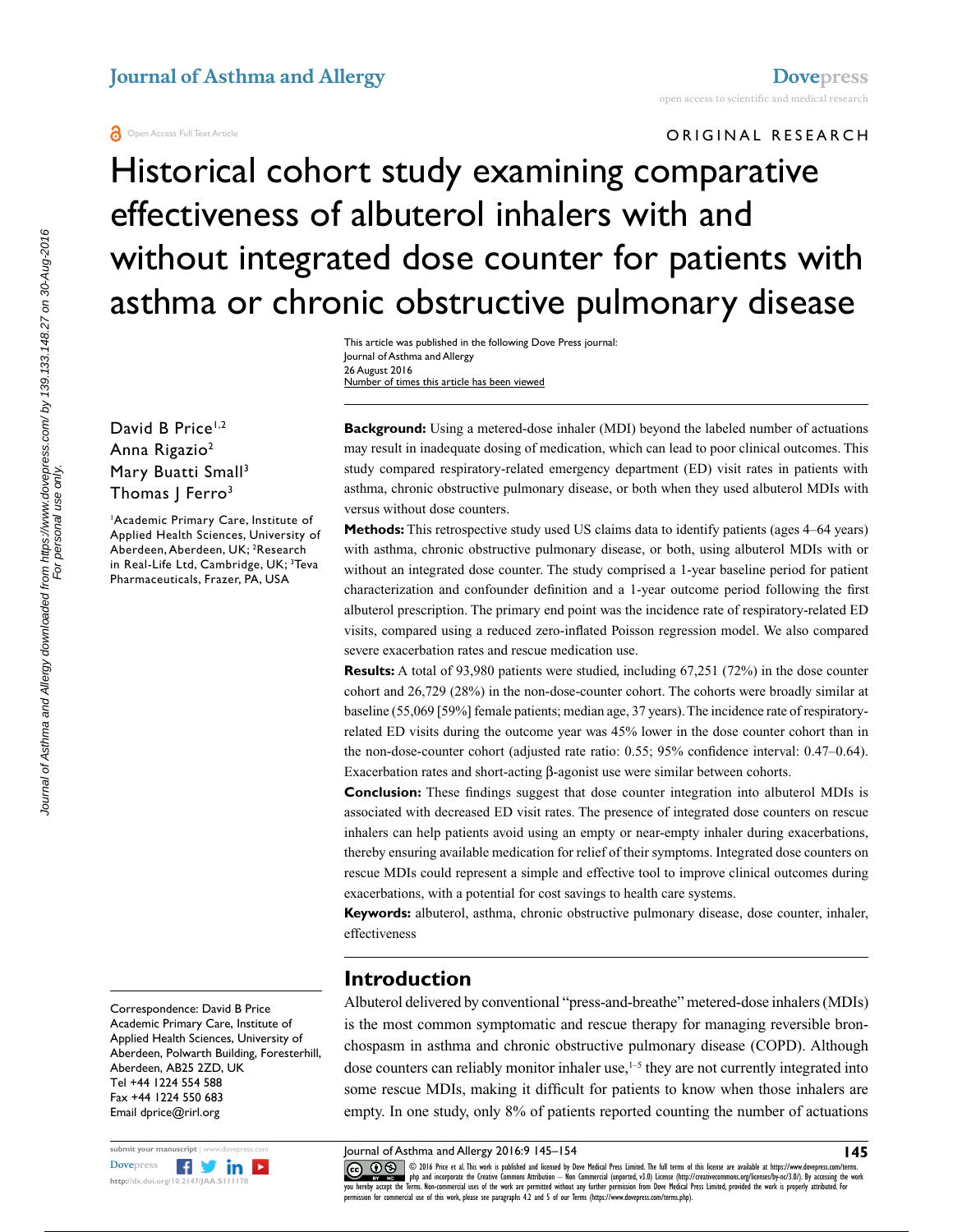Journal of Asthma and Allergy

Open Access Full Text Article

ORIGINAL RESEARCH

# Historical cohort study examining comparative effectiveness of albuterol inhalers with and without integrated dose counter for patients with asthma or chronic obstructive pulmonary disease

This article was published in the following Dove Press journal:
Journal of Asthma and Allergy
26 August 2016
Number of times this article has been viewed

David B Price[1,2]
Anna Rigazio[2]
Mary Buatti Small[3]
Thomas J Ferro[3]

[1]Academic Primary Care, Institute of Applied Health Sciences, University of Aberdeen, Aberdeen, UK; [2]Research in Real-Life Ltd, Cambridge, UK; [3]Teva Pharmaceuticals, Frazer, PA, USA

Correspondence: David B Price
Academic Primary Care, Institute of Applied Health Sciences, University of Aberdeen, Polwarth Building, Foresterhill, Aberdeen, AB25 2ZD, UK
Tel +44 1224 554 588
Fax +44 1224 550 683
Email dprice@rirl.org

**Background:** Using a metered-dose inhaler (MDI) beyond the labeled number of actuations may result in inadequate dosing of medication, which can lead to poor clinical outcomes. This study compared respiratory-related emergency department (ED) visit rates in patients with asthma, chronic obstructive pulmonary disease, or both when they used albuterol MDIs with versus without dose counters.

**Methods:** This retrospective study used US claims data to identify patients (ages 4–64 years) with asthma, chronic obstructive pulmonary disease, or both, using albuterol MDIs with or without an integrated dose counter. The study comprised a 1-year baseline period for patient characterization and confounder definition and a 1-year outcome period following the first albuterol prescription. The primary end point was the incidence rate of respiratory-related ED visits, compared using a reduced zero-inflated Poisson regression model. We also compared severe exacerbation rates and rescue medication use.

**Results:** A total of 93,980 patients were studied, including 67,251 (72%) in the dose counter cohort and 26,729 (28%) in the non-dose-counter cohort. The cohorts were broadly similar at baseline (55,069 [59%] female patients; median age, 37 years). The incidence rate of respiratory-related ED visits during the outcome year was 45% lower in the dose counter cohort than in the non-dose-counter cohort (adjusted rate ratio: 0.55; 95% confidence interval: 0.47–0.64). Exacerbation rates and short-acting β-agonist use were similar between cohorts.

**Conclusion:** These findings suggest that dose counter integration into albuterol MDIs is associated with decreased ED visit rates. The presence of integrated dose counters on rescue inhalers can help patients avoid using an empty or near-empty inhaler during exacerbations, thereby ensuring available medication for relief of their symptoms. Integrated dose counters on rescue MDIs could represent a simple and effective tool to improve clinical outcomes during exacerbations, with a potential for cost savings to health care systems.

**Keywords:** albuterol, asthma, chronic obstructive pulmonary disease, dose counter, inhaler, effectiveness

## Introduction

Albuterol delivered by conventional "press-and-breathe" metered-dose inhalers (MDIs) is the most common symptomatic and rescue therapy for managing reversible bronchospasm in asthma and chronic obstructive pulmonary disease (COPD). Although dose counters can reliably monitor inhaler use,[1–5] they are not currently integrated into some rescue MDIs, making it difficult for patients to know when those inhalers are empty. In one study, only 8% of patients reported counting the number of actuations

© 2016 Price et al. This work is published and licensed by Dove Medical Press Limited. The full terms of this license are available at https://www.dovepress.com/terms.php and incorporate the Creative Commons Attribution – Non Commercial (unported, v3.0) License (http://creativecommons.org/licenses/by-nc/3.0/). By accessing the work you hereby accept the Terms. Non-commercial uses of the work are permitted without any further permission from Dove Medical Press Limited, provided the work is properly attributed. For permission for commercial use of this work, please see paragraphs 4.2 and 5 of our Terms (https://www.dovepress.com/terms.php).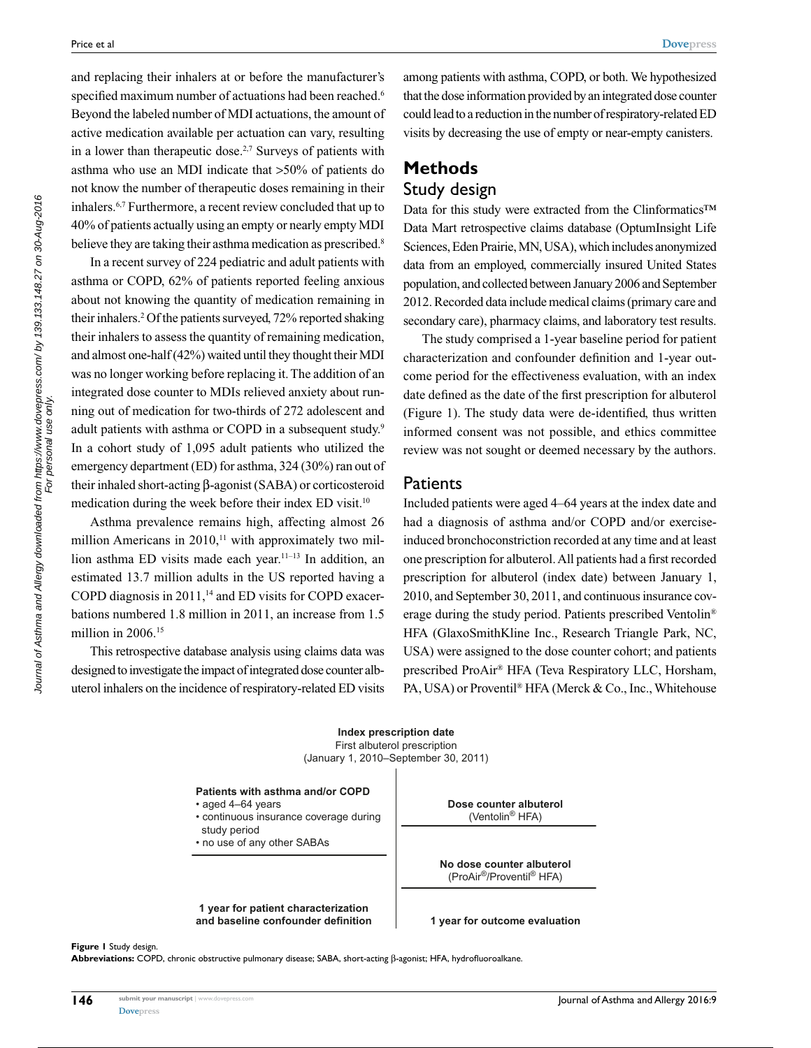and replacing their inhalers at or before the manufacturer's specified maximum number of actuations had been reached.[6] Beyond the labeled number of MDI actuations, the amount of active medication available per actuation can vary, resulting in a lower than therapeutic dose.[2,7] Surveys of patients with asthma who use an MDI indicate that >50% of patients do not know the number of therapeutic doses remaining in their inhalers.[6,7] Furthermore, a recent review concluded that up to 40% of patients actually using an empty or nearly empty MDI believe they are taking their asthma medication as prescribed.[8]

In a recent survey of 224 pediatric and adult patients with asthma or COPD, 62% of patients reported feeling anxious about not knowing the quantity of medication remaining in their inhalers.[2] Of the patients surveyed, 72% reported shaking their inhalers to assess the quantity of remaining medication, and almost one-half (42%) waited until they thought their MDI was no longer working before replacing it. The addition of an integrated dose counter to MDIs relieved anxiety about running out of medication for two-thirds of 272 adolescent and adult patients with asthma or COPD in a subsequent study.[9] In a cohort study of 1,095 adult patients who utilized the emergency department (ED) for asthma, 324 (30%) ran out of their inhaled short-acting β-agonist (SABA) or corticosteroid medication during the week before their index ED visit.[10]

Asthma prevalence remains high, affecting almost 26 million Americans in 2010,[11] with approximately two million asthma ED visits made each year.[11–13] In addition, an estimated 13.7 million adults in the US reported having a COPD diagnosis in 2011,[14] and ED visits for COPD exacerbations numbered 1.8 million in 2011, an increase from 1.5 million in 2006.[15]

This retrospective database analysis using claims data was designed to investigate the impact of integrated dose counter albuterol inhalers on the incidence of respiratory-related ED visits among patients with asthma, COPD, or both. We hypothesized that the dose information provided by an integrated dose counter could lead to a reduction in the number of respiratory-related ED visits by decreasing the use of empty or near-empty canisters.

# Methods

## Study design

Data for this study were extracted from the Clinformatics™ Data Mart retrospective claims database (OptumInsight Life Sciences, Eden Prairie, MN, USA), which includes anonymized data from an employed, commercially insured United States population, and collected between January 2006 and September 2012. Recorded data include medical claims (primary care and secondary care), pharmacy claims, and laboratory test results.

The study comprised a 1-year baseline period for patient characterization and confounder definition and 1-year outcome period for the effectiveness evaluation, with an index date defined as the date of the first prescription for albuterol (Figure 1). The study data were de-identified, thus written informed consent was not possible, and ethics committee review was not sought or deemed necessary by the authors.

## Patients

Included patients were aged 4–64 years at the index date and had a diagnosis of asthma and/or COPD and/or exercise-induced bronchoconstriction recorded at any time and at least one prescription for albuterol. All patients had a first recorded prescription for albuterol (index date) between January 1, 2010, and September 30, 2011, and continuous insurance coverage during the study period. Patients prescribed Ventolin® HFA (GlaxoSmithKline Inc., Research Triangle Park, NC, USA) were assigned to the dose counter cohort; and patients prescribed ProAir® HFA (Teva Respiratory LLC, Horsham, PA, USA) or Proventil® HFA (Merck & Co., Inc., Whitehouse

**Index prescription date**
First albuterol prescription
(January 1, 2010–September 30, 2011)

**Patients with asthma and/or COPD**
- aged 4–64 years
- continuous insurance coverage during study period
- no use of any other SABAs

**Dose counter albuterol**
(Ventolin® HFA)

**No dose counter albuterol**
(ProAir®/Proventil® HFA)

**1 year for patient characterization and baseline confounder definition**

**1 year for outcome evaluation**

**Figure 1** Study design.
**Abbreviations:** COPD, chronic obstructive pulmonary disease; SABA, short-acting β-agonist; HFA, hydrofluoroalkane.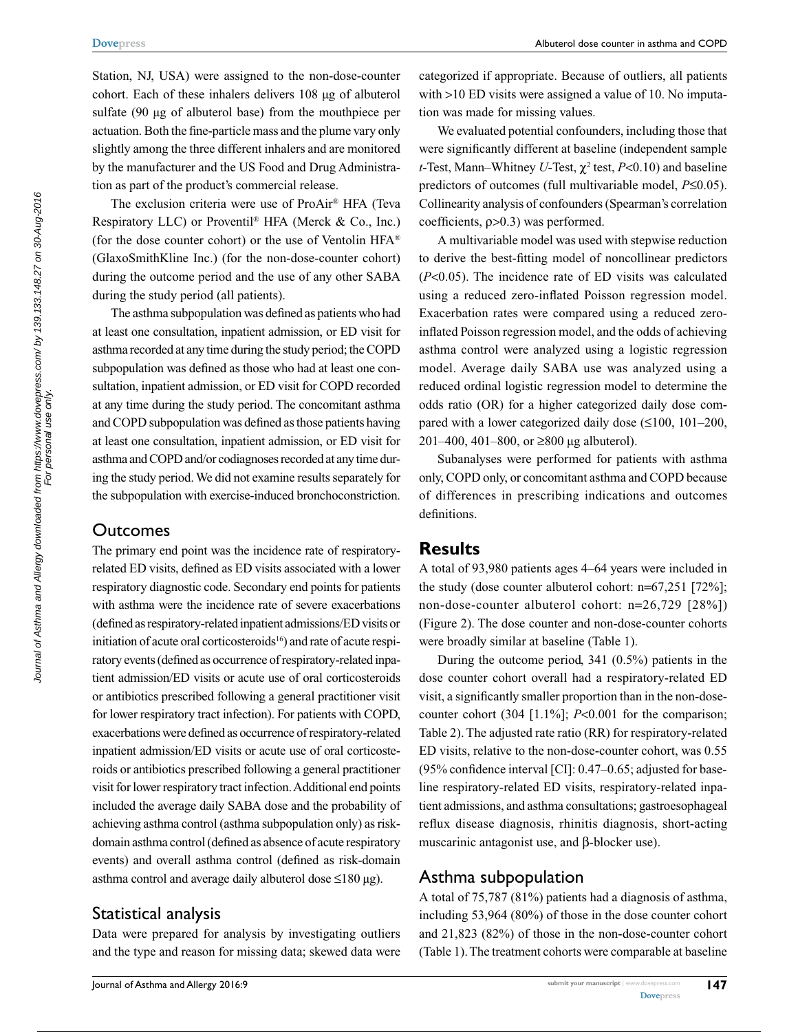Station, NJ, USA) were assigned to the non-dose-counter cohort. Each of these inhalers delivers 108 µg of albuterol sulfate (90 µg of albuterol base) from the mouthpiece per actuation. Both the fine-particle mass and the plume vary only slightly among the three different inhalers and are monitored by the manufacturer and the US Food and Drug Administration as part of the product's commercial release.

The exclusion criteria were use of ProAir® HFA (Teva Respiratory LLC) or Proventil® HFA (Merck & Co., Inc.) (for the dose counter cohort) or the use of Ventolin HFA® (GlaxoSmithKline Inc.) (for the non-dose-counter cohort) during the outcome period and the use of any other SABA during the study period (all patients).

The asthma subpopulation was defined as patients who had at least one consultation, inpatient admission, or ED visit for asthma recorded at any time during the study period; the COPD subpopulation was defined as those who had at least one consultation, inpatient admission, or ED visit for COPD recorded at any time during the study period. The concomitant asthma and COPD subpopulation was defined as those patients having at least one consultation, inpatient admission, or ED visit for asthma and COPD and/or codiagnoses recorded at any time during the study period. We did not examine results separately for the subpopulation with exercise-induced bronchoconstriction.

## Outcomes

The primary end point was the incidence rate of respiratory-related ED visits, defined as ED visits associated with a lower respiratory diagnostic code. Secondary end points for patients with asthma were the incidence rate of severe exacerbations (defined as respiratory-related inpatient admissions/ED visits or initiation of acute oral corticosteroids[16]) and rate of acute respiratory events (defined as occurrence of respiratory-related inpatient admission/ED visits or acute use of oral corticosteroids or antibiotics prescribed following a general practitioner visit for lower respiratory tract infection). For patients with COPD, exacerbations were defined as occurrence of respiratory-related inpatient admission/ED visits or acute use of oral corticosteroids or antibiotics prescribed following a general practitioner visit for lower respiratory tract infection. Additional end points included the average daily SABA dose and the probability of achieving asthma control (asthma subpopulation only) as risk-domain asthma control (defined as absence of acute respiratory events) and overall asthma control (defined as risk-domain asthma control and average daily albuterol dose ≤180 µg).

## Statistical analysis

Data were prepared for analysis by investigating outliers and the type and reason for missing data; skewed data were categorized if appropriate. Because of outliers, all patients with >10 ED visits were assigned a value of 10. No imputation was made for missing values.

We evaluated potential confounders, including those that were significantly different at baseline (independent sample *t*-Test, Mann–Whitney *U*-Test, $\chi^2$ test, $P<0.10$) and baseline predictors of outcomes (full multivariable model, $P\leq0.05$). Collinearity analysis of confounders (Spearman's correlation coefficients, $\rho>0.3$) was performed.

A multivariable model was used with stepwise reduction to derive the best-fitting model of noncollinear predictors ($P<0.05$). The incidence rate of ED visits was calculated using a reduced zero-inflated Poisson regression model. Exacerbation rates were compared using a reduced zero-inflated Poisson regression model, and the odds of achieving asthma control were analyzed using a logistic regression model. Average daily SABA use was analyzed using a reduced ordinal logistic regression model to determine the odds ratio (OR) for a higher categorized daily dose compared with a lower categorized daily dose (≤100, 101–200, 201–400, 401–800, or ≥800 µg albuterol).

Subanalyses were performed for patients with asthma only, COPD only, or concomitant asthma and COPD because of differences in prescribing indications and outcomes definitions.

## Results

A total of 93,980 patients ages 4–64 years were included in the study (dose counter albuterol cohort: n=67,251 [72%]; non-dose-counter albuterol cohort: n=26,729 [28%]) (Figure 2). The dose counter and non-dose-counter cohorts were broadly similar at baseline (Table 1).

During the outcome period, 341 (0.5%) patients in the dose counter cohort overall had a respiratory-related ED visit, a significantly smaller proportion than in the non-dose-counter cohort (304 [1.1%]; $P<0.001$ for the comparison; Table 2). The adjusted rate ratio (RR) for respiratory-related ED visits, relative to the non-dose-counter cohort, was 0.55 (95% confidence interval [CI]: 0.47–0.65; adjusted for baseline respiratory-related ED visits, respiratory-related inpatient admissions, and asthma consultations; gastroesophageal reflux disease diagnosis, rhinitis diagnosis, short-acting muscarinic antagonist use, and β-blocker use).

## Asthma subpopulation

A total of 75,787 (81%) patients had a diagnosis of asthma, including 53,964 (80%) of those in the dose counter cohort and 21,823 (82%) of those in the non-dose-counter cohort (Table 1). The treatment cohorts were comparable at baseline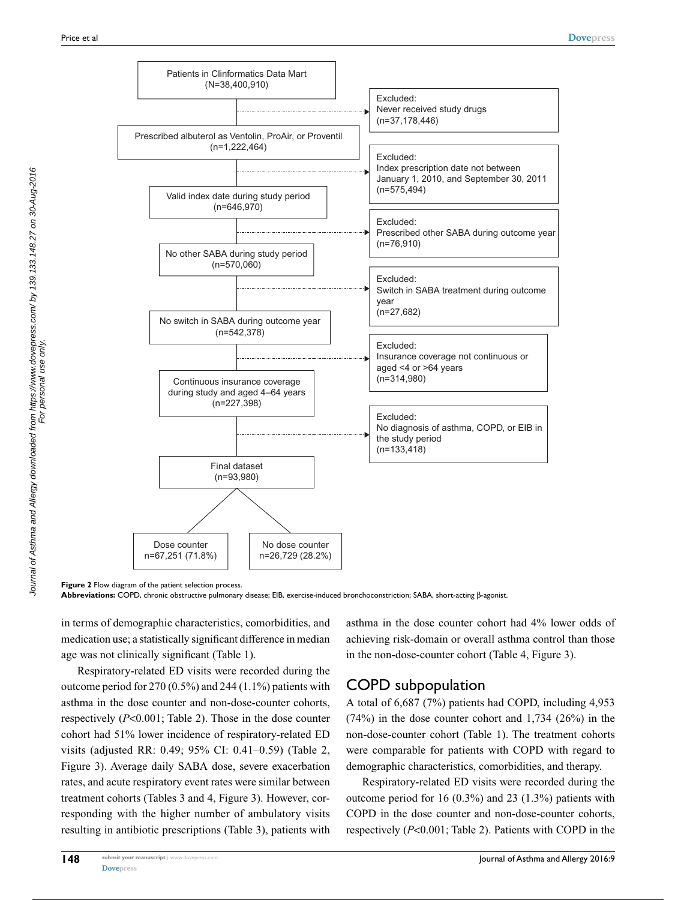Patients in Clinformatics Data Mart (N=38,400,910)

Excluded: Never received study drugs (n=37,178,446)

Prescribed albuterol as Ventolin, ProAir, or Proventil (n=1,222,464)

Excluded: Index prescription date not between January 1, 2010, and September 30, 2011 (n=575,494)

Valid index date during study period (n=646,970)

Excluded: Prescribed other SABA during outcome year (n=76,910)

No other SABA during study period (n=570,060)

Excluded: Switch in SABA treatment during outcome year (n=27,682)

No switch in SABA during outcome year (n=542,378)

Excluded: Insurance coverage not continuous or aged <4 or >64 years (n=314,980)

Continuous insurance coverage during study and aged 4–64 years (n=227,398)

Excluded: No diagnosis of asthma, COPD, or EIB in the study period (n=133,418)

Final dataset (n=93,980)

Dose counter n=67,251 (71.8%)

No dose counter n=26,729 (28.2%)

**Figure 2** Flow diagram of the patient selection process.

**Abbreviations:** COPD, chronic obstructive pulmonary disease; EIB, exercise-induced bronchoconstriction; SABA, short-acting β-agonist.

in terms of demographic characteristics, comorbidities, and medication use; a statistically significant difference in median age was not clinically significant (Table 1).

Respiratory-related ED visits were recorded during the outcome period for 270 (0.5%) and 244 (1.1%) patients with asthma in the dose counter and non-dose-counter cohorts, respectively (*P*<0.001; Table 2). Those in the dose counter cohort had 51% lower incidence of respiratory-related ED visits (adjusted RR: 0.49; 95% CI: 0.41–0.59) (Table 2, Figure 3). Average daily SABA dose, severe exacerbation rates, and acute respiratory event rates were similar between treatment cohorts (Tables 3 and 4, Figure 3). However, corresponding with the higher number of ambulatory visits resulting in antibiotic prescriptions (Table 3), patients with asthma in the dose counter cohort had 4% lower odds of achieving risk-domain or overall asthma control than those in the non-dose-counter cohort (Table 4, Figure 3).

## COPD subpopulation

A total of 6,687 (7%) patients had COPD, including 4,953 (74%) in the dose counter cohort and 1,734 (26%) in the non-dose-counter cohort (Table 1). The treatment cohorts were comparable for patients with COPD with regard to demographic characteristics, comorbidities, and therapy.

Respiratory-related ED visits were recorded during the outcome period for 16 (0.3%) and 23 (1.3%) patients with COPD in the dose counter and non-dose-counter cohorts, respectively (*P*<0.001; Table 2). Patients with COPD in the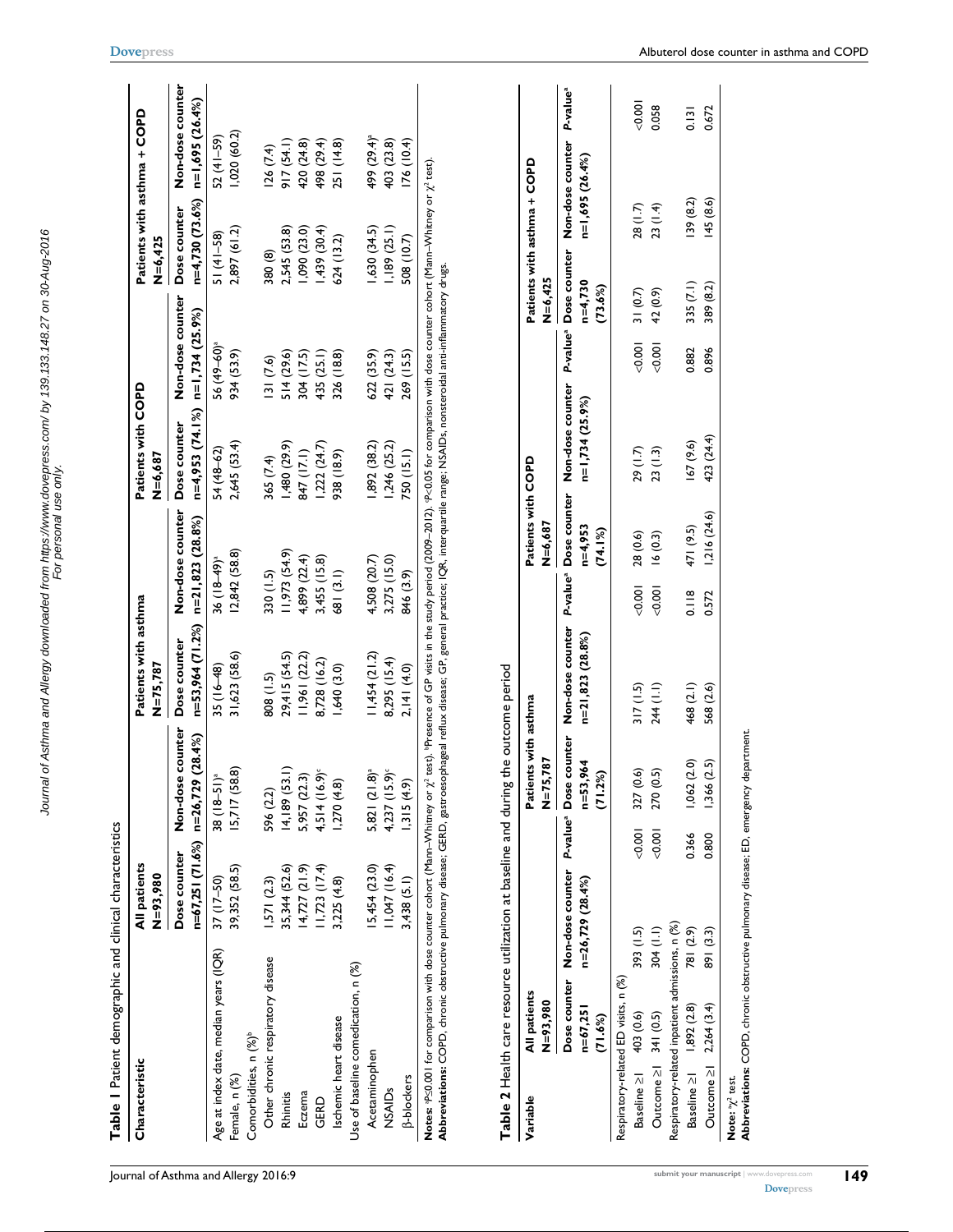**Table 1** Patient demographic and clinical characteristics

| Characteristic | All patients N=93,980 | | Patients with asthma N=75,787 | | Patients with COPD N=6,687 | | Patients with asthma + COPD N=6,425 | |
|---|---|---|---|---|---|---|---|---|
| | Dose counter n=67,251 (71.6%) | Non-dose counter n=26,729 (28.4%) | Dose counter n=53,964 (71.2%) | Non-dose counter n=21,823 (28.8%) | Dose counter n=4,953 (74.1%) | Non-dose counter n=1,734 (25.9%) | Dose counter n=4,730 (73.6%) | Non-dose counter n=1,695 (26.4%) |
| Age at index date, median years (IQR) | 37 (17–50) | 38 (18–51)[a] | 35 (16–48) | 36 (18–49)[a] | 54 (48–62) | 56 (49–60)[a] | 51 (41–58) | 52 (41–59) |
| Female, n (%) | 39,352 (58.5) | 15,717 (58.8) | 31,623 (58.6) | 12,842 (58.8) | 2,645 (53.4) | 934 (53.9) | 2,897 (61.2) | 1,020 (60.2) |
| Comorbidities, n (%)[b] | | | | | | | | |
| Other chronic respiratory disease | 1,571 (2.3) | 596 (2.2) | 808 (1.5) | 330 (1.5) | 365 (7.4) | 131 (7.6) | 380 (8) | 126 (7.4) |
| Rhinitis | 35,344 (52.6) | 14,189 (53.1) | 29,415 (54.5) | 11,973 (54.9) | 1,480 (29.9) | 514 (29.6) | 2,545 (53.8) | 917 (54.1) |
| Eczema | 14,727 (21.9) | 5,957 (22.3) | 11,961 (22.2) | 4,899 (22.4) | 847 (17.1) | 304 (17.5) | 1,090 (23.0) | 420 (24.8) |
| GERD | 11,723 (17.4) | 4,514 (16.9)[c] | 8,728 (16.2) | 3,455 (15.8) | 1,222 (24.7) | 435 (25.1) | 1,439 (30.4) | 498 (29.4) |
| Ischemic heart disease | 3,225 (4.8) | 1,270 (4.8) | 1,640 (3.0) | 681 (3.1) | 938 (18.9) | 326 (18.8) | 624 (13.2) | 251 (14.8) |
| Use of baseline comedication, n (%) | | | | | | | | |
| Acetaminophen | 15,454 (23.0) | 5,821 (21.8)[a] | 11,454 (21.2) | 4,508 (20.7) | 1,892 (38.2) | 622 (35.9) | 1,630 (34.5) | 499 (29.4)[a] |
| NSAIDs | 11,047 (16.4) | 4,237 (15.9)[c] | 8,295 (15.4) | 3,275 (15.0) | 1,246 (25.2) | 421 (24.3) | 1,189 (25.1) | 403 (23.8) |
| β-blockers | 3,438 (5.1) | 1,315 (4.9) | 2,141 (4.0) | 846 (3.9) | 750 (15.1) | 269 (15.5) | 508 (10.7) | 176 (10.4) |

**Notes:** [a]$P \leq 0.001$ for comparison with dose counter cohort (Mann–Whitney or $\chi^2$ test). [b]Presence of GP visits in the study period (2009–2012). [c]$P<0.05$ for comparison with dose counter cohort (Mann–Whitney or $\chi^2$ test).
**Abbreviations:** COPD, chronic obstructive pulmonary disease; GERD, gastroesophageal reflux disease; GP, general practice; IQR, interquartile range; NSAIDs, nonsteroidal anti-inflammatory drugs.

**Table 2** Health care resource utilization at baseline and during the outcome period

| Variable | All patients N=93,980 | | | Patients with asthma N=75,787 | | | Patients with COPD N=6,687 | | | Patients with asthma + COPD N=6,425 | | |
|---|---|---|---|---|---|---|---|---|---|---|---|---|
| | Dose counter n=67,251 (71.6%) | Non-dose counter n=26,729 (28.4%) | P-value[a] | Dose counter n=53,964 (71.2%) | Non-dose counter n=21,823 (28.8%) | P-value[a] | Dose counter n=4,953 (74.1%) | Non-dose counter n=1,734 (25.9%) | P-value[a] | Dose counter n=4,730 (73.6%) | Non-dose counter n=1,695 (26.4%) | P-value[a] |
| Respiratory-related ED visits, n (%) | | | | | | | | | | | | |
| Baseline ≥1 | 403 (0.6) | 393 (1.5) | <0.001 | 327 (0.6) | 317 (1.5) | <0.001 | 28 (0.6) | 29 (1.7) | <0.001 | 31 (0.7) | 28 (1.7) | <0.001 |
| Outcome ≥1 | 341 (0.5) | 304 (1.1) | <0.001 | 270 (0.5) | 244 (1.1) | <0.001 | 16 (0.3) | 23 (1.3) | <0.001 | 42 (0.9) | 23 (1.4) | 0.058 |
| Respiratory-related inpatient admissions, n (%) | | | | | | | | | | | | |
| Baseline ≥1 | 1,892 (2.8) | 781 (2.9) | 0.366 | 1,062 (2.0) | 468 (2.1) | 0.118 | 471 (9.5) | 167 (9.6) | 0.882 | 335 (7.1) | 139 (8.2) | 0.131 |
| Outcome ≥1 | 2,264 (3.4) | 891 (3.3) | 0.800 | 1,366 (2.5) | 568 (2.6) | 0.572 | 1,216 (24.6) | 423 (24.4) | 0.896 | 389 (8.2) | 145 (8.6) | 0.672 |

**Note:** [a]$\chi^2$ test.
**Abbreviations:** COPD, chronic obstructive pulmonary disease; ED, emergency department.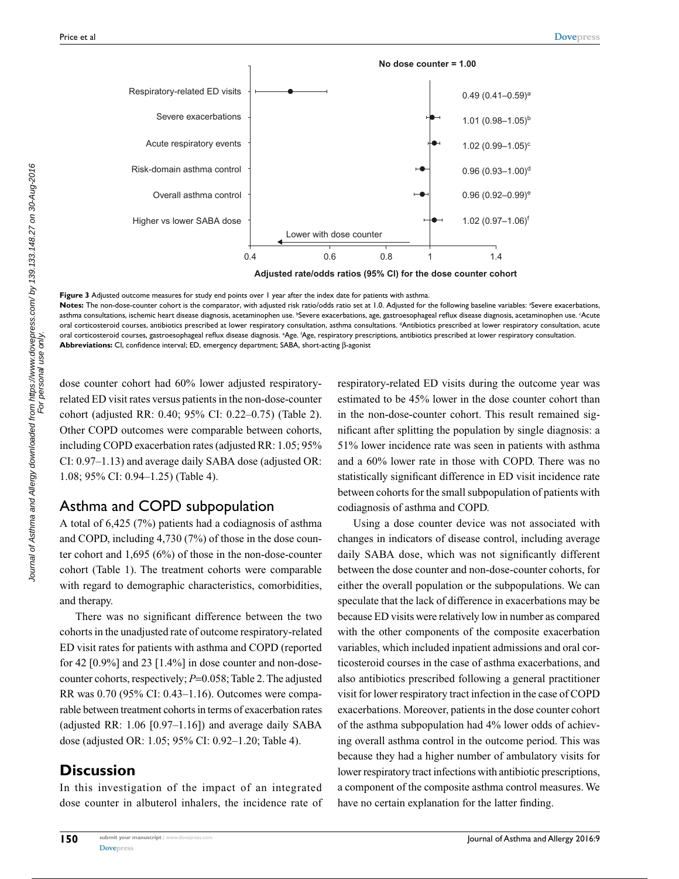**Figure 3** Adjusted outcome measures for study end points over 1 year after the index date for patients with asthma.

**Notes:** The non-dose-counter cohort is the comparator, with adjusted risk ratio/odds ratio set at 1.0. Adjusted for the following baseline variables: [a]Severe exacerbations, asthma consultations, ischemic heart disease diagnosis, acetaminophen use. [b]Severe exacerbations, age, gastroesophageal reflux disease diagnosis, acetaminophen use. [c]Acute oral corticosteroid courses, antibiotics prescribed at lower respiratory consultation, asthma consultations. [d]Antibiotics prescribed at lower respiratory consultation, acute oral corticosteroid courses, gastroesophageal reflux disease diagnosis. [e]Age. [f]Age, respiratory prescriptions, antibiotics prescribed at lower respiratory consultation.

**Abbreviations:** CI, confidence interval; ED, emergency department; SABA, short-acting β-agonist

dose counter cohort had 60% lower adjusted respiratory-related ED visit rates versus patients in the non-dose-counter cohort (adjusted RR: 0.40; 95% CI: 0.22–0.75) (Table 2). Other COPD outcomes were comparable between cohorts, including COPD exacerbation rates (adjusted RR: 1.05; 95% CI: 0.97–1.13) and average daily SABA dose (adjusted OR: 1.08; 95% CI: 0.94–1.25) (Table 4).

## Asthma and COPD subpopulation

A total of 6,425 (7%) patients had a codiagnosis of asthma and COPD, including 4,730 (7%) of those in the dose counter cohort and 1,695 (6%) of those in the non-dose-counter cohort (Table 1). The treatment cohorts were comparable with regard to demographic characteristics, comorbidities, and therapy.

There was no significant difference between the two cohorts in the unadjusted rate of outcome respiratory-related ED visit rates for patients with asthma and COPD (reported for 42 [0.9%] and 23 [1.4%] in dose counter and non-dose-counter cohorts, respectively; $P$=0.058; Table 2. The adjusted RR was 0.70 (95% CI: 0.43–1.16). Outcomes were comparable between treatment cohorts in terms of exacerbation rates (adjusted RR: 1.06 [0.97–1.16]) and average daily SABA dose (adjusted OR: 1.05; 95% CI: 0.92–1.20; Table 4).

# Discussion

In this investigation of the impact of an integrated dose counter in albuterol inhalers, the incidence rate of respiratory-related ED visits during the outcome year was estimated to be 45% lower in the dose counter cohort than in the non-dose-counter cohort. This result remained significant after splitting the population by single diagnosis: a 51% lower incidence rate was seen in patients with asthma and a 60% lower rate in those with COPD. There was no statistically significant difference in ED visit incidence rate between cohorts for the small subpopulation of patients with codiagnosis of asthma and COPD.

Using a dose counter device was not associated with changes in indicators of disease control, including average daily SABA dose, which was not significantly different between the dose counter and non-dose-counter cohorts, for either the overall population or the subpopulations. We can speculate that the lack of difference in exacerbations may be because ED visits were relatively low in number as compared with the other components of the composite exacerbation variables, which included inpatient admissions and oral corticosteroid courses in the case of asthma exacerbations, and also antibiotics prescribed following a general practitioner visit for lower respiratory tract infection in the case of COPD exacerbations. Moreover, patients in the dose counter cohort of the asthma subpopulation had 4% lower odds of achieving overall asthma control in the outcome period. This was because they had a higher number of ambulatory visits for lower respiratory tract infections with antibiotic prescriptions, a component of the composite asthma control measures. We have no certain explanation for the latter finding.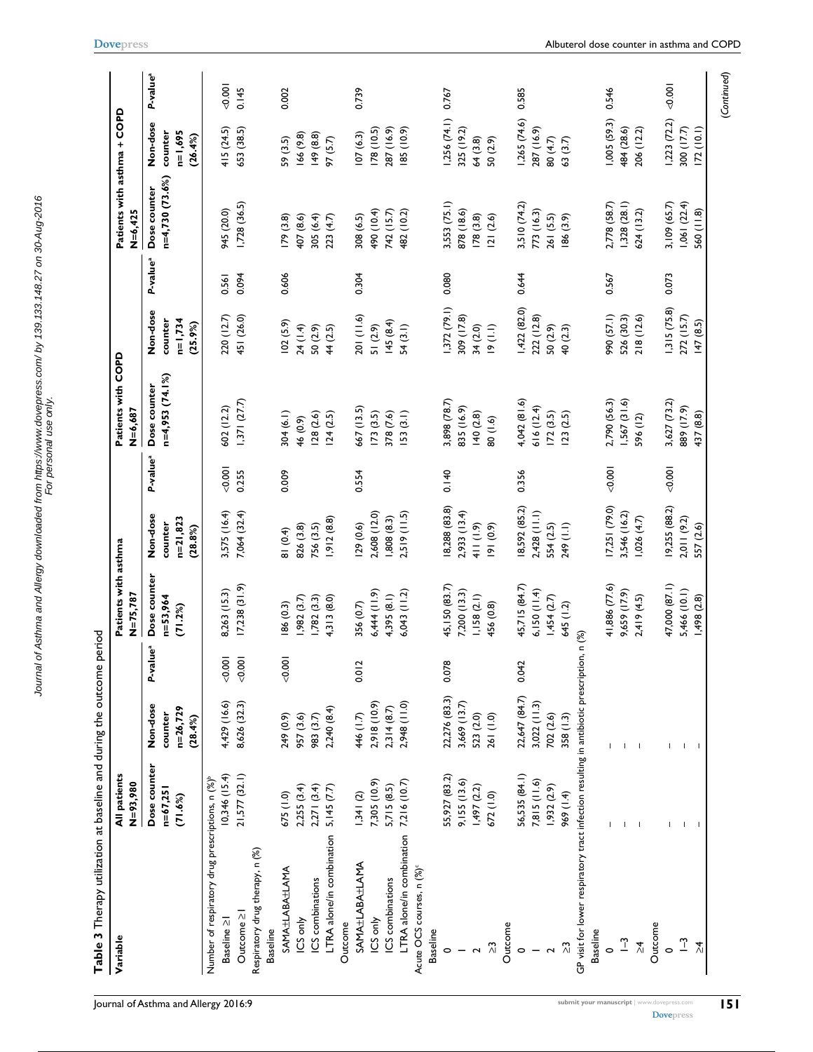**Table 3** Therapy utilization at baseline and during the outcome period

| Variable | All patients N=93,980 | | | Patients with asthma N=75,787 | | | Patients with COPD N=6,687 | | | Patients with asthma + COPD N=6,425 | | |
|---|---|---|---|---|---|---|---|---|---|---|---|---|
| | Dose counter n=67,251 (71.6%) | Non-dose counter n=26,729 (28.4%) | P-value[a] | Dose counter n=53,964 (71.2%) | Non-dose counter n=21,823 (28.8%) | P-value[a] | Dose counter n=4,953 (74.1%) | Non-dose counter n=1,734 (25.9%) | P-value[a] | Dose counter n=4,730 (73.6%) | Non-dose counter n=1,695 (26.4%) | P-value[a] |
| Number of respiratory drug prescriptions, n (%)[b] | | | | | | | | | | | | |
| Baseline ≥1 | 10,346 (15.4) | 4,429 (16.6) | <0.001 | 8,263 (15.3) | 3,575 (16.4) | <0.001 | 602 (12.2) | 220 (12.7) | 0.561 | 945 (20.0) | 415 (24.5) | <0.001 |
| Outcome ≥1 | 21,577 (32.1) | 8,626 (32.3) | <0.001 | 17,238 (31.9) | 7,064 (32.4) | 0.255 | 1,371 (27.7) | 451 (26.0) | 0.094 | 1,728 (36.5) | 653 (38.5) | 0.145 |
| Respiratory drug therapy, n (%) | | | | | | | | | | | | |
| Baseline | | | | | | | | | | | | |
| SAMA±LABA±LAMA | 675 (1.0) | 249 (0.9) | <0.001 | 186 (0.3) | 81 (0.4) | 0.009 | 304 (6.1) | 102 (5.9) | 0.606 | 179 (3.8) | 59 (3.5) | 0.002 |
| ICS only | 2,255 (3.4) | 957 (3.6) | | 1,982 (3.7) | 826 (3.8) | | 46 (0.9) | 24 (1.4) | | 407 (8.6) | 166 (9.8) | |
| ICS combinations | 2,271 (3.4) | 983 (3.7) | | 1,782 (3.3) | 756 (3.5) | | 128 (2.6) | 50 (2.9) | | 305 (6.4) | 149 (8.8) | |
| LTRA alone/in combination | 5,145 (7.7) | 2,240 (8.4) | | 4,313 (8.0) | 1,912 (8.8) | | 124 (2.5) | 44 (2.5) | | 223 (4.7) | 97 (5.7) | |
| Outcome | | | | | | | | | | | | |
| SAMA±LABA±LAMA | 1,341 (2) | 446 (1.7) | 0.012 | 356 (0.7) | 129 (0.6) | 0.554 | 667 (13.5) | 201 (11.6) | 0.304 | 308 (6.5) | 107 (6.3) | 0.739 |
| ICS only | 7,305 (10.9) | 2,918 (10.9) | | 6,444 (11.9) | 2,608 (12.0) | | 173 (3.5) | 51 (2.9) | | 490 (10.4) | 178 (10.5) | |
| ICS combinations | 5,715 (8.5) | 2,314 (8.7) | | 4,395 (8.1) | 1,808 (8.3) | | 378 (7.6) | 145 (8.4) | | 742 (15.7) | 287 (16.9) | |
| LTRA alone/in combination | 7,216 (10.7) | 2,948 (11.0) | | 6,043 (11.2) | 2,519 (11.5) | | 153 (3.1) | 54 (3.1) | | 482 (10.2) | 185 (10.9) | |
| Acute OCS courses, n (%)[c] | | | | | | | | | | | | |
| Baseline | | | | | | | | | | | | |
| 0 | 55,927 (83.2) | 22,276 (83.3) | 0.078 | 45,150 (83.7) | 18,288 (83.8) | 0.140 | 3,898 (78.7) | 1,372 (79.1) | 0.080 | 3,553 (75.1) | 1,256 (74.1) | 0.767 |
| 1 | 9,155 (13.6) | 3,669 (13.7) | | 7,200 (13.3) | 2,933 (13.4) | | 835 (16.9) | 309 (17.8) | | 878 (18.6) | 325 (19.2) | |
| 2 | 1,497 (2.2) | 523 (2.0) | | 1,158 (2.1) | 411 (1.9) | | 140 (2.8) | 34 (2.0) | | 178 (3.8) | 64 (3.8) | |
| ≥3 | 672 (1.0) | 261 (1.0) | | 456 (0.8) | 191 (0.9) | | 80 (1.6) | 19 (1.1) | | 121 (2.6) | 50 (2.9) | |
| Outcome | | | | | | | | | | | | |
| 0 | 56,535 (84.1) | 22,647 (84.7) | 0.042 | 45,715 (84.7) | 18,592 (85.2) | 0.356 | 4,042 (81.6) | 1,422 (82.0) | 0.644 | 3,510 (74.2) | 1,265 (74.6) | 0.585 |
| 1 | 7,815 (11.6) | 3,022 (11.3) | | 6,150 (11.4) | 2,428 (11.1) | | 616 (12.4) | 222 (12.8) | | 773 (16.3) | 287 (16.9) | |
| 2 | 1,932 (2.9) | 702 (2.6) | | 1,454 (2.7) | 554 (2.5) | | 172 (3.5) | 50 (2.9) | | 261 (5.5) | 80 (4.7) | |
| ≥3 | 969 (1.4) | 358 (1.3) | | 645 (1.2) | 249 (1.1) | | 123 (2.5) | 40 (2.3) | | 186 (3.9) | 63 (3.7) | |
| GP visit for lower respiratory tract infection resulting in antibiotic prescription, n (%) | | | | | | | | | | | | |
| Baseline | | | | | | | | | | | | |
| 0 | – | – | | 41,886 (77.6) | 17,251 (79.0) | <0.001 | 2,790 (56.3) | 990 (57.1) | 0.567 | 2,778 (58.7) | 1,005 (59.3) | 0.546 |
| 1–3 | – | – | | 9,659 (17.9) | 3,546 (16.2) | | 1,567 (31.6) | 526 (30.3) | | 1,328 (28.1) | 484 (28.6) | |
| ≥4 | – | – | | 2,419 (4.5) | 1,026 (4.7) | | 596 (12) | 218 (12.6) | | 624 (13.2) | 206 (12.2) | |
| Outcome | | | | | | | | | | | | |
| 0 | – | – | | 47,000 (87.1) | 19,255 (88.2) | <0.001 | 3,627 (73.2) | 1,315 (75.8) | 0.073 | 3,109 (65.7) | 1,223 (72.2) | <0.001 |
| 1–3 | – | – | | 5,466 (10.1) | 2,011 (9.2) | | 889 (17.9) | 272 (15.7) | | 1,061 (22.4) | 300 (17.7) | |
| ≥4 | – | – | | 1,498 (2.8) | 557 (2.6) | | 437 (8.8) | 147 (8.5) | | 560 (11.8) | 172 (10.1) | |

(Continued)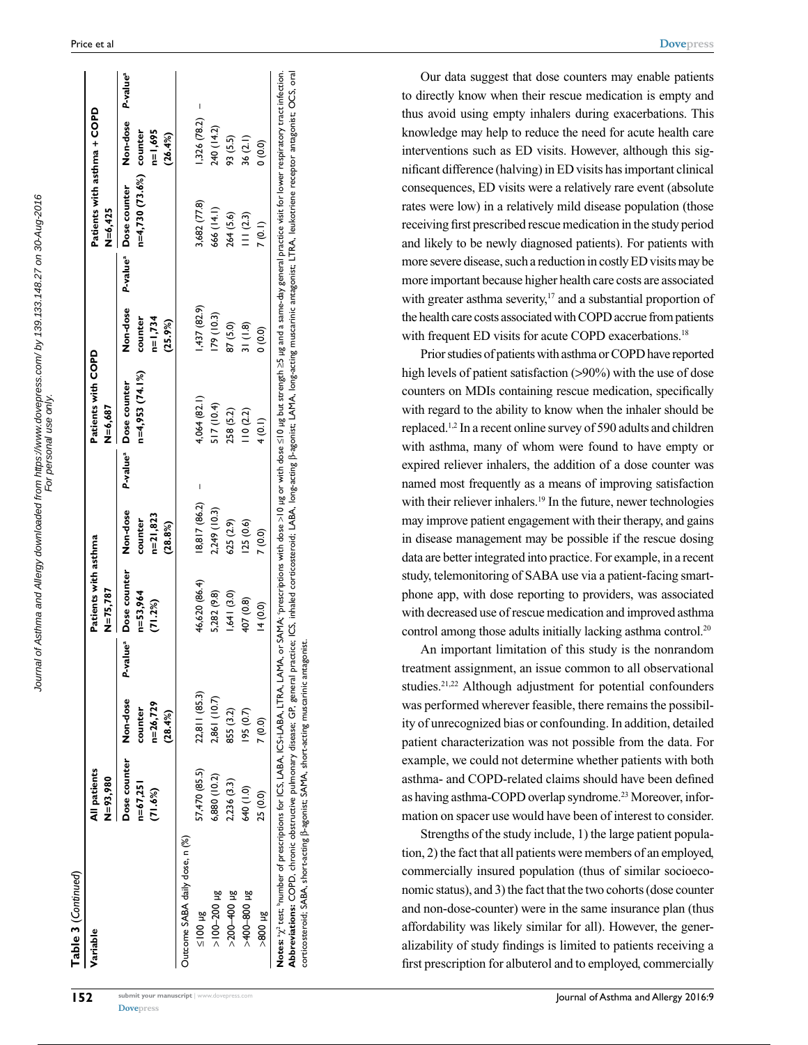**Table 3** (*Continued*)

| Variable | All patients N=93,980 | | | Patients with asthma N=75,787 | | | Patients with COPD N=6,687 | | | Patients with asthma + COPD N=6,425 | | |
|---|---|---|---|---|---|---|---|---|---|---|---|---|
| | Dose counter n=67,251 (71.6%) | Non-dose counter n=26,729 (28.4%) | P-value[a] | Dose counter n=53,964 (71.2%) | Non-dose counter n=21,823 (28.8%) | P-value[a] | Dose counter n=4,953 (74.1%) | Non-dose counter n=1,734 (25.9%) | P-value[a] | Dose counter n=4,730 (73.6%) | Non-dose counter n=1,695 (26.4%) | P-value[a] |
| Outcome SABA daily dose, n (%) | | | | | | | | | | | | |
| ≤100 µg | 57,470 (85.5) | 22,811 (85.3) | | 46,620 (86.4) | 18,817 (86.2) | – | 4,064 (82.1) | 1,437 (82.9) | | 3,682 (77.8) | 1,326 (78.2) | – |
| >100–200 µg | 6,880 (10.2) | 2,861 (10.7) | | 5,282 (9.8) | 2,249 (10.3) | | 517 (10.4) | 179 (10.3) | | 666 (14.1) | 240 (14.2) | |
| >200–400 µg | 2,236 (3.3) | 855 (3.2) | | 1,641 (3.0) | 625 (2.9) | | 258 (5.2) | 87 (5.0) | | 264 (5.6) | 93 (5.5) | |
| >400–800 µg | 640 (1.0) | 195 (0.7) | | 407 (0.8) | 125 (0.6) | | 110 (2.2) | 31 (1.8) | | 111 (2.3) | 36 (2.1) | |
| >800 µg | 25 (0.0) | 7 (0.0) | | 14 (0.0) | 7 (0.0) | | 4 (0.1) | 0 (0.0) | | 7 (0.1) | 0 (0.0) | |

**Notes:** [a]$\chi^2$ test; [b]number of prescriptions for ICS, LABA, ICS+LABA, LTRA, LAMA, or SAMA; [c]prescriptions with dose >10 µg or with dose ≤10 µg but strength ≥5 µg and a same-day general practice visit for lower respiratory tract infection.
**Abbreviations:** COPD, chronic obstructive pulmonary disease; GP, general practice; ICS, inhaled corticosteroid; LABA, long-acting β-agonist; LAMA, long-acting muscarinic antagonist; LTRA, leukotriene receptor antagonist; OCS, oral corticosteroid; SABA, short-acting β-agonist; SAMA, short-acting muscarinic antagonist.

Our data suggest that dose counters may enable patients to directly know when their rescue medication is empty and thus avoid using empty inhalers during exacerbations. This knowledge may help to reduce the need for acute health care interventions such as ED visits. However, although this significant difference (halving) in ED visits has important clinical consequences, ED visits were a relatively rare event (absolute rates were low) in a relatively mild disease population (those receiving first prescribed rescue medication in the study period and likely to be newly diagnosed patients). For patients with more severe disease, such a reduction in costly ED visits may be more important because higher health care costs are associated with greater asthma severity,[17] and a substantial proportion of the health care costs associated with COPD accrue from patients with frequent ED visits for acute COPD exacerbations.[18]

Prior studies of patients with asthma or COPD have reported high levels of patient satisfaction (>90%) with the use of dose counters on MDIs containing rescue medication, specifically with regard to the ability to know when the inhaler should be replaced.[1,2] In a recent online survey of 590 adults and children with asthma, many of whom were found to have empty or expired reliever inhalers, the addition of a dose counter was named most frequently as a means of improving satisfaction with their reliever inhalers.[19] In the future, newer technologies may improve patient engagement with their therapy, and gains in disease management may be possible if the rescue dosing data are better integrated into practice. For example, in a recent study, telemonitoring of SABA use via a patient-facing smartphone app, with dose reporting to providers, was associated with decreased use of rescue medication and improved asthma control among those adults initially lacking asthma control.[20]

An important limitation of this study is the nonrandom treatment assignment, an issue common to all observational studies.[21,22] Although adjustment for potential confounders was performed wherever feasible, there remains the possibility of unrecognized bias or confounding. In addition, detailed patient characterization was not possible from the data. For example, we could not determine whether patients with both asthma- and COPD-related claims should have been defined as having asthma-COPD overlap syndrome.[23] Moreover, information on spacer use would have been of interest to consider.

Strengths of the study include, 1) the large patient population, 2) the fact that all patients were members of an employed, commercially insured population (thus of similar socioeconomic status), and 3) the fact that the two cohorts (dose counter and non-dose-counter) were in the same insurance plan (thus affordability was likely similar for all). However, the generalizability of study findings is limited to patients receiving a first prescription for albuterol and to employed, commercially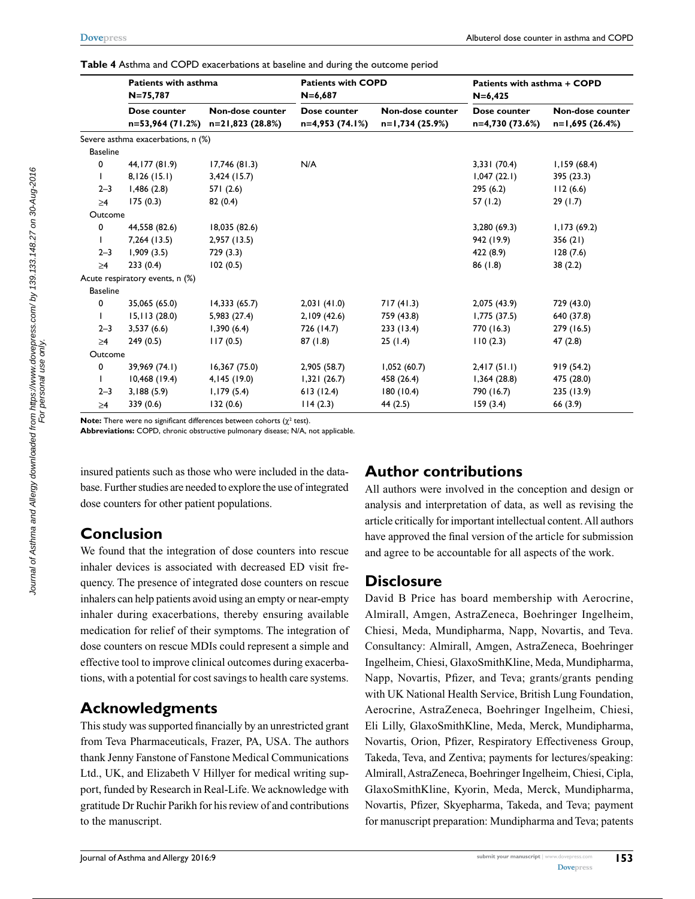**Table 4** Asthma and COPD exacerbations at baseline and during the outcome period

| | Patients with asthma N=75,787 | | Patients with COPD N=6,687 | | Patients with asthma + COPD N=6,425 | |
|---|---|---|---|---|---|---|
| | Dose counter n=53,964 (71.2%) | Non-dose counter n=21,823 (28.8%) | Dose counter n=4,953 (74.1%) | Non-dose counter n=1,734 (25.9%) | Dose counter n=4,730 (73.6%) | Non-dose counter n=1,695 (26.4%) |
| Severe asthma exacerbations, n (%) | | | | | | |
| Baseline | | | | | | |
| 0 | 44,177 (81.9) | 17,746 (81.3) | N/A | | 3,331 (70.4) | 1,159 (68.4) |
| 1 | 8,126 (15.1) | 3,424 (15.7) | | | 1,047 (22.1) | 395 (23.3) |
| 2–3 | 1,486 (2.8) | 571 (2.6) | | | 295 (6.2) | 112 (6.6) |
| ≥4 | 175 (0.3) | 82 (0.4) | | | 57 (1.2) | 29 (1.7) |
| Outcome | | | | | | |
| 0 | 44,558 (82.6) | 18,035 (82.6) | | | 3,280 (69.3) | 1,173 (69.2) |
| 1 | 7,264 (13.5) | 2,957 (13.5) | | | 942 (19.9) | 356 (21) |
| 2–3 | 1,909 (3.5) | 729 (3.3) | | | 422 (8.9) | 128 (7.6) |
| ≥4 | 233 (0.4) | 102 (0.5) | | | 86 (1.8) | 38 (2.2) |
| Acute respiratory events, n (%) | | | | | | |
| Baseline | | | | | | |
| 0 | 35,065 (65.0) | 14,333 (65.7) | 2,031 (41.0) | 717 (41.3) | 2,075 (43.9) | 729 (43.0) |
| 1 | 15,113 (28.0) | 5,983 (27.4) | 2,109 (42.6) | 759 (43.8) | 1,775 (37.5) | 640 (37.8) |
| 2–3 | 3,537 (6.6) | 1,390 (6.4) | 726 (14.7) | 233 (13.4) | 770 (16.3) | 279 (16.5) |
| ≥4 | 249 (0.5) | 117 (0.5) | 87 (1.8) | 25 (1.4) | 110 (2.3) | 47 (2.8) |
| Outcome | | | | | | |
| 0 | 39,969 (74.1) | 16,367 (75.0) | 2,905 (58.7) | 1,052 (60.7) | 2,417 (51.1) | 919 (54.2) |
| 1 | 10,468 (19.4) | 4,145 (19.0) | 1,321 (26.7) | 458 (26.4) | 1,364 (28.8) | 475 (28.0) |
| 2–3 | 3,188 (5.9) | 1,179 (5.4) | 613 (12.4) | 180 (10.4) | 790 (16.7) | 235 (13.9) |
| ≥4 | 339 (0.6) | 132 (0.6) | 114 (2.3) | 44 (2.5) | 159 (3.4) | 66 (3.9) |

**Note:** There were no significant differences between cohorts ($\chi^2$ test).
**Abbreviations:** COPD, chronic obstructive pulmonary disease; N/A, not applicable.

insured patients such as those who were included in the database. Further studies are needed to explore the use of integrated dose counters for other patient populations.

## Conclusion

We found that the integration of dose counters into rescue inhaler devices is associated with decreased ED visit frequency. The presence of integrated dose counters on rescue inhalers can help patients avoid using an empty or near-empty inhaler during exacerbations, thereby ensuring available medication for relief of their symptoms. The integration of dose counters on rescue MDIs could represent a simple and effective tool to improve clinical outcomes during exacerbations, with a potential for cost savings to health care systems.

## Acknowledgments

This study was supported financially by an unrestricted grant from Teva Pharmaceuticals, Frazer, PA, USA. The authors thank Jenny Fanstone of Fanstone Medical Communications Ltd., UK, and Elizabeth V Hillyer for medical writing support, funded by Research in Real-Life. We acknowledge with gratitude Dr Ruchir Parikh for his review of and contributions to the manuscript.

## Author contributions

All authors were involved in the conception and design or analysis and interpretation of data, as well as revising the article critically for important intellectual content. All authors have approved the final version of the article for submission and agree to be accountable for all aspects of the work.

## Disclosure

David B Price has board membership with Aerocrine, Almirall, Amgen, AstraZeneca, Boehringer Ingelheim, Chiesi, Meda, Mundipharma, Napp, Novartis, and Teva. Consultancy: Almirall, Amgen, AstraZeneca, Boehringer Ingelheim, Chiesi, GlaxoSmithKline, Meda, Mundipharma, Napp, Novartis, Pfizer, and Teva; grants/grants pending with UK National Health Service, British Lung Foundation, Aerocrine, AstraZeneca, Boehringer Ingelheim, Chiesi, Eli Lilly, GlaxoSmithKline, Meda, Merck, Mundipharma, Novartis, Orion, Pfizer, Respiratory Effectiveness Group, Takeda, Teva, and Zentiva; payments for lectures/speaking: Almirall, AstraZeneca, Boehringer Ingelheim, Chiesi, Cipla, GlaxoSmithKline, Kyorin, Meda, Merck, Mundipharma, Novartis, Pfizer, Skyepharma, Takeda, and Teva; payment for manuscript preparation: Mundipharma and Teva; patents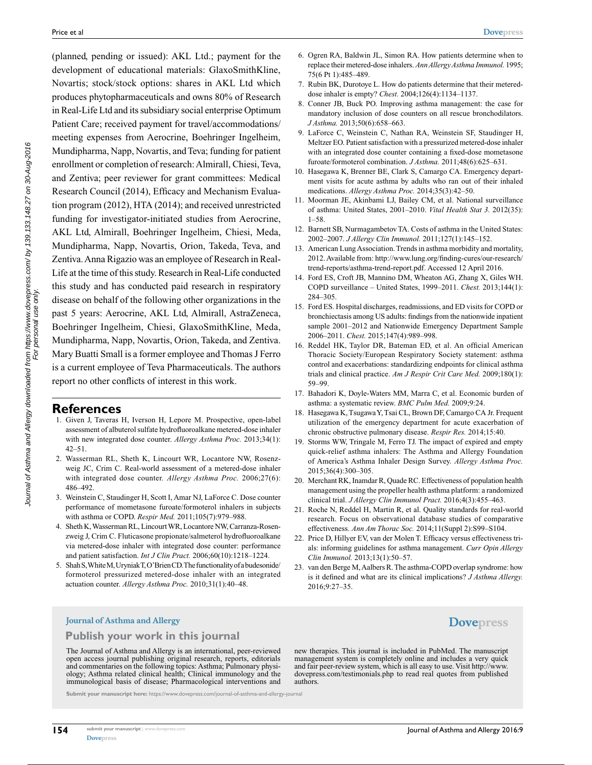(planned, pending or issued): AKL Ltd.; payment for the development of educational materials: GlaxoSmithKline, Novartis; stock/stock options: shares in AKL Ltd which produces phytopharmaceuticals and owns 80% of Research in Real-Life Ltd and its subsidiary social enterprise Optimum Patient Care; received payment for travel/accommodations/meeting expenses from Aerocrine, Boehringer Ingelheim, Mundipharma, Napp, Novartis, and Teva; funding for patient enrollment or completion of research: Almirall, Chiesi, Teva, and Zentiva; peer reviewer for grant committees: Medical Research Council (2014), Efficacy and Mechanism Evaluation program (2012), HTA (2014); and received unrestricted funding for investigator-initiated studies from Aerocrine, AKL Ltd, Almirall, Boehringer Ingelheim, Chiesi, Meda, Mundipharma, Napp, Novartis, Orion, Takeda, Teva, and Zentiva. Anna Rigazio was an employee of Research in Real-Life at the time of this study. Research in Real-Life conducted this study and has conducted paid research in respiratory disease on behalf of the following other organizations in the past 5 years: Aerocrine, AKL Ltd, Almirall, AstraZeneca, Boehringer Ingelheim, Chiesi, GlaxoSmithKline, Meda, Mundipharma, Napp, Novartis, Orion, Takeda, and Zentiva. Mary Buatti Small is a former employee and Thomas J Ferro is a current employee of Teva Pharmaceuticals. The authors report no other conflicts of interest in this work.

## References

1. Given J, Taveras H, Iverson H, Lepore M. Prospective, open-label assessment of albuterol sulfate hydrofluoroalkane metered-dose inhaler with new integrated dose counter. *Allergy Asthma Proc.* 2013;34(1):42–51.
2. Wasserman RL, Sheth K, Lincourt WR, Locantore NW, Rosenzweig JC, Crim C. Real-world assessment of a metered-dose inhaler with integrated dose counter. *Allergy Asthma Proc.* 2006;27(6):486–492.
3. Weinstein C, Staudinger H, Scott I, Amar NJ, LaForce C. Dose counter performance of mometasone furoate/formoterol inhalers in subjects with asthma or COPD. *Respir Med.* 2011;105(7):979–988.
4. Sheth K, Wasserman RL, Lincourt WR, Locantore NW, Carranza-Rosenzweig J, Crim C. Fluticasone propionate/salmeterol hydrofluoroalkane via metered-dose inhaler with integrated dose counter: performance and patient satisfaction. *Int J Clin Pract.* 2006;60(10):1218–1224.
5. Shah S, White M, Uryniak T, O'Brien CD. The functionality of a budesonide/formoterol pressurized metered-dose inhaler with an integrated actuation counter. *Allergy Asthma Proc.* 2010;31(1):40–48.
6. Ogren RA, Baldwin JL, Simon RA. How patients determine when to replace their metered-dose inhalers. *Ann Allergy Asthma Immunol.* 1995;75(6 Pt 1):485–489.
7. Rubin BK, Durotoye L. How do patients determine that their metered-dose inhaler is empty? *Chest.* 2004;126(4):1134–1137.
8. Conner JB, Buck PO. Improving asthma management: the case for mandatory inclusion of dose counters on all rescue bronchodilators. *J Asthma.* 2013;50(6):658–663.
9. LaForce C, Weinstein C, Nathan RA, Weinstein SF, Staudinger H, Meltzer EO. Patient satisfaction with a pressurized metered-dose inhaler with an integrated dose counter containing a fixed-dose mometasone furoate/formoterol combination. *J Asthma.* 2011;48(6):625–631.
10. Hasegawa K, Brenner BE, Clark S, Camargo CA. Emergency department visits for acute asthma by adults who ran out of their inhaled medications. *Allergy Asthma Proc.* 2014;35(3):42–50.
11. Moorman JE, Akinbami LJ, Bailey CM, et al. National surveillance of asthma: United States, 2001–2010. *Vital Health Stat 3.* 2012(35):1–58.
12. Barnett SB, Nurmagambetov TA. Costs of asthma in the United States: 2002–2007. *J Allergy Clin Immunol.* 2011;127(1):145–152.
13. American Lung Association. Trends in asthma morbidity and mortality, 2012. Available from: http://www.lung.org/finding-cures/our-research/trend-reports/asthma-trend-report.pdf. Accessed 12 April 2016.
14. Ford ES, Croft JB, Mannino DM, Wheaton AG, Zhang X, Giles WH. COPD surveillance – United States, 1999–2011. *Chest.* 2013;144(1):284–305.
15. Ford ES. Hospital discharges, readmissions, and ED visits for COPD or bronchiectasis among US adults: findings from the nationwide inpatient sample 2001–2012 and Nationwide Emergency Department Sample 2006–2011. *Chest.* 2015;147(4):989–998.
16. Reddel HK, Taylor DR, Bateman ED, et al. An official American Thoracic Society/European Respiratory Society statement: asthma control and exacerbations: standardizing endpoints for clinical asthma trials and clinical practice. *Am J Respir Crit Care Med.* 2009;180(1):59–99.
17. Bahadori K, Doyle-Waters MM, Marra C, et al. Economic burden of asthma: a systematic review. *BMC Pulm Med.* 2009;9:24.
18. Hasegawa K, Tsugawa Y, Tsai CL, Brown DF, Camargo CA Jr. Frequent utilization of the emergency department for acute exacerbation of chronic obstructive pulmonary disease. *Respir Res.* 2014;15:40.
19. Storms WW, Tringale M, Ferro TJ. The impact of expired and empty quick-relief asthma inhalers: The Asthma and Allergy Foundation of America's Asthma Inhaler Design Survey. *Allergy Asthma Proc.* 2015;36(4):300–305.
20. Merchant RK, Inamdar R, Quade RC. Effectiveness of population health management using the propeller health asthma platform: a randomized clinical trial. *J Allergy Clin Immunol Pract.* 2016;4(3):455–463.
21. Roche N, Reddel H, Martin R, et al. Quality standards for real-world research. Focus on observational database studies of comparative effectiveness. *Ann Am Thorac Soc.* 2014;11(Suppl 2):S99–S104.
22. Price D, Hillyer EV, van der Molen T. Efficacy versus effectiveness trials: informing guidelines for asthma management. *Curr Opin Allergy Clin Immunol.* 2013;13(1):50–57.
23. van den Berge M, Aalbers R. The asthma-COPD overlap syndrome: how is it defined and what are its clinical implications? *J Asthma Allergy.* 2016;9:27–35.

**Journal of Asthma and Allergy**

**Publish your work in this journal**

The Journal of Asthma and Allergy is an international, peer-reviewed open access journal publishing original research, reports, editorials and commentaries on the following topics: Asthma; Pulmonary physiology; Asthma related clinical health; Clinical immunology and the immunological basis of disease; Pharmacological interventions and new therapies. This journal is included in PubMed. The manuscript management system is completely online and includes a very quick and fair peer-review system, which is all easy to use. Visit http://www.dovepress.com/testimonials.php to read real quotes from published authors.

**Submit your manuscript here:** https://www.dovepress.com/journal-of-asthma-and-allergy-journal